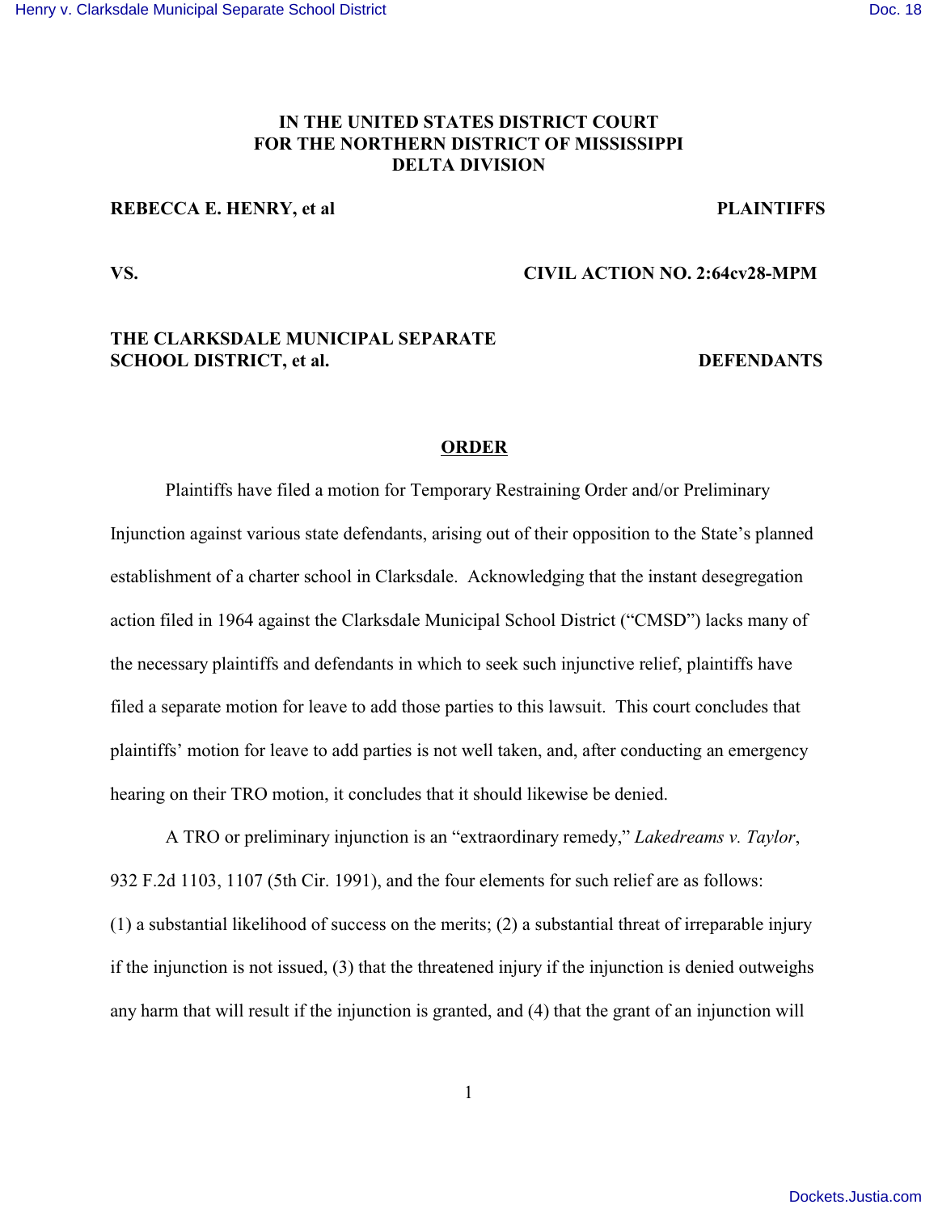**IN THE UNITED STATES DISTRICT COURT**
**FOR THE NORTHERN DISTRICT OF MISSISSIPPI**
**DELTA DIVISION**

**REBECCA E. HENRY, et al** **PLAINTIFFS**

**VS.** **CIVIL ACTION NO. 2:64cv28-MPM**

**THE CLARKSDALE MUNICIPAL SEPARATE SCHOOL DISTRICT, et al.** **DEFENDANTS**

## ORDER

Plaintiffs have filed a motion for Temporary Restraining Order and/or Preliminary Injunction against various state defendants, arising out of their opposition to the State's planned establishment of a charter school in Clarksdale. Acknowledging that the instant desegregation action filed in 1964 against the Clarksdale Municipal School District ("CMSD") lacks many of the necessary plaintiffs and defendants in which to seek such injunctive relief, plaintiffs have filed a separate motion for leave to add those parties to this lawsuit. This court concludes that plaintiffs' motion for leave to add parties is not well taken, and, after conducting an emergency hearing on their TRO motion, it concludes that it should likewise be denied.

A TRO or preliminary injunction is an "extraordinary remedy," *Lakedreams v. Taylor*, 932 F.2d 1103, 1107 (5th Cir. 1991), and the four elements for such relief are as follows: (1) a substantial likelihood of success on the merits; (2) a substantial threat of irreparable injury if the injunction is not issued, (3) that the threatened injury if the injunction is denied outweighs any harm that will result if the injunction is granted, and (4) that the grant of an injunction will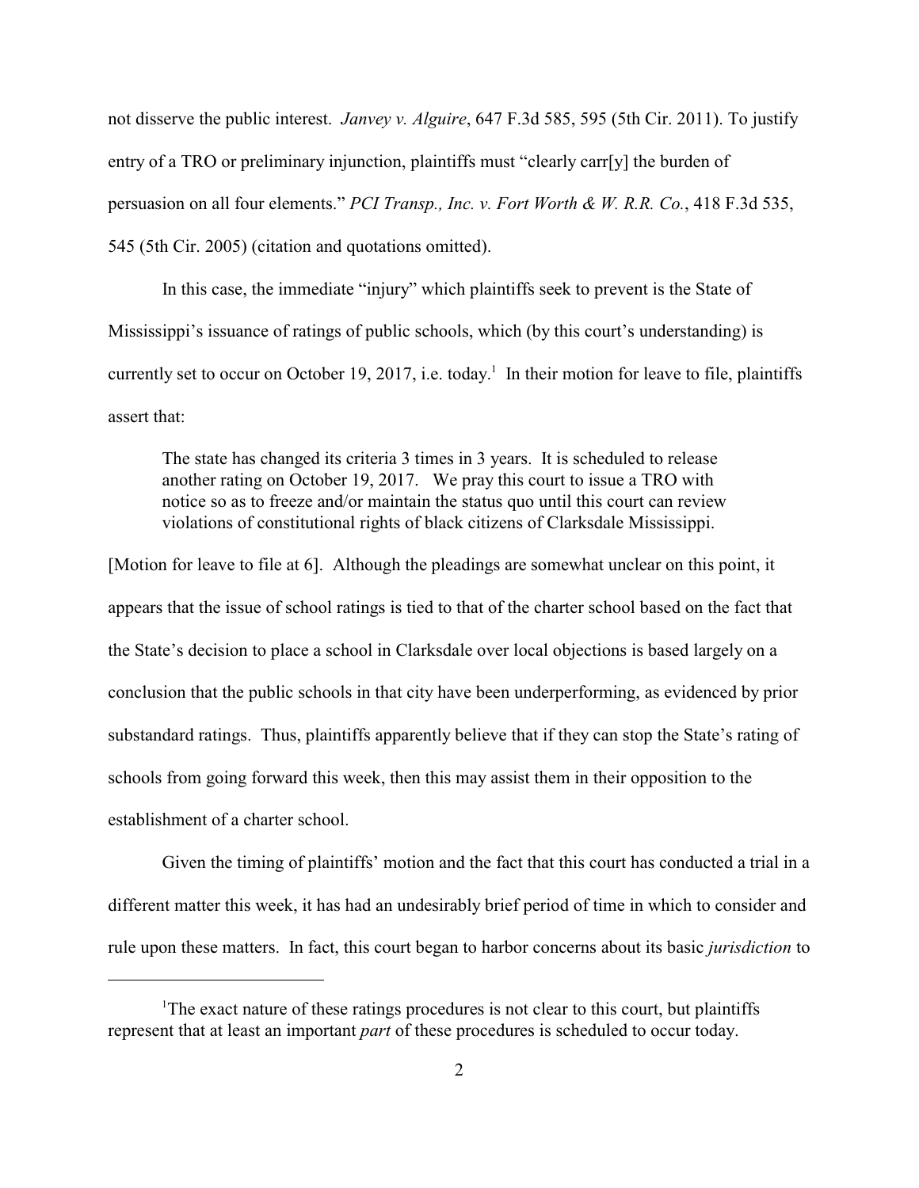not disserve the public interest. *Janvey v. Alguire*, 647 F.3d 585, 595 (5th Cir. 2011). To justify entry of a TRO or preliminary injunction, plaintiffs must "clearly carr[y] the burden of persuasion on all four elements." *PCI Transp., Inc. v. Fort Worth & W. R.R. Co.*, 418 F.3d 535, 545 (5th Cir. 2005) (citation and quotations omitted).

In this case, the immediate "injury" which plaintiffs seek to prevent is the State of Mississippi's issuance of ratings of public schools, which (by this court's understanding) is currently set to occur on October 19, 2017, i.e. today.[1] In their motion for leave to file, plaintiffs assert that:

> The state has changed its criteria 3 times in 3 years. It is scheduled to release another rating on October 19, 2017. We pray this court to issue a TRO with notice so as to freeze and/or maintain the status quo until this court can review violations of constitutional rights of black citizens of Clarksdale Mississippi.

[Motion for leave to file at 6]. Although the pleadings are somewhat unclear on this point, it appears that the issue of school ratings is tied to that of the charter school based on the fact that the State's decision to place a school in Clarksdale over local objections is based largely on a conclusion that the public schools in that city have been underperforming, as evidenced by prior substandard ratings. Thus, plaintiffs apparently believe that if they can stop the State's rating of schools from going forward this week, then this may assist them in their opposition to the establishment of a charter school.

Given the timing of plaintiffs' motion and the fact that this court has conducted a trial in a different matter this week, it has had an undesirably brief period of time in which to consider and rule upon these matters. In fact, this court began to harbor concerns about its basic *jurisdiction* to

[1] The exact nature of these ratings procedures is not clear to this court, but plaintiffs represent that at least an important *part* of these procedures is scheduled to occur today.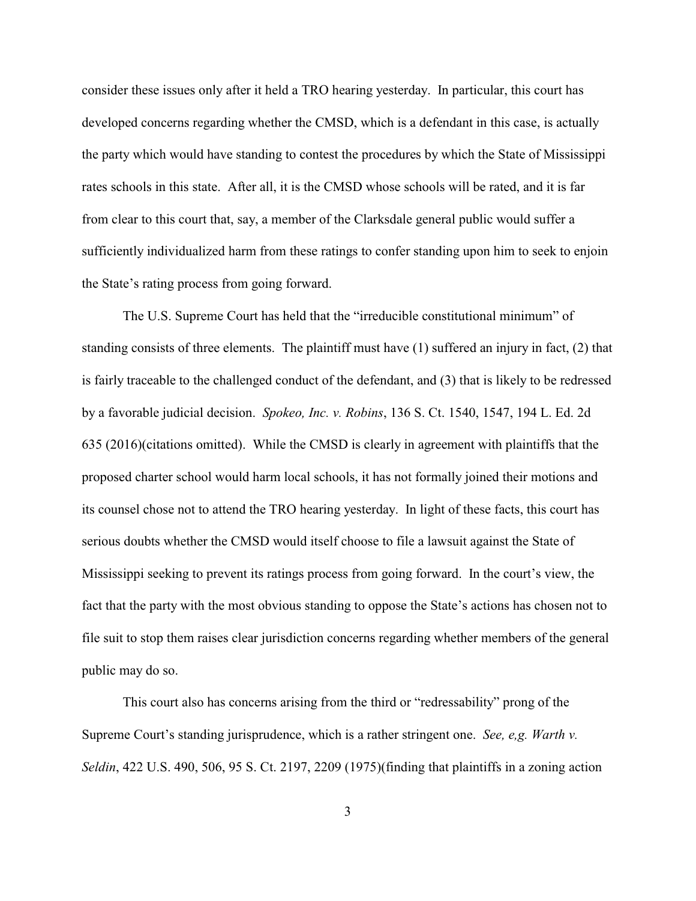consider these issues only after it held a TRO hearing yesterday. In particular, this court has developed concerns regarding whether the CMSD, which is a defendant in this case, is actually the party which would have standing to contest the procedures by which the State of Mississippi rates schools in this state. After all, it is the CMSD whose schools will be rated, and it is far from clear to this court that, say, a member of the Clarksdale general public would suffer a sufficiently individualized harm from these ratings to confer standing upon him to seek to enjoin the State's rating process from going forward.

The U.S. Supreme Court has held that the "irreducible constitutional minimum" of standing consists of three elements. The plaintiff must have (1) suffered an injury in fact, (2) that is fairly traceable to the challenged conduct of the defendant, and (3) that is likely to be redressed by a favorable judicial decision. *Spokeo, Inc. v. Robins*, 136 S. Ct. 1540, 1547, 194 L. Ed. 2d 635 (2016)(citations omitted). While the CMSD is clearly in agreement with plaintiffs that the proposed charter school would harm local schools, it has not formally joined their motions and its counsel chose not to attend the TRO hearing yesterday. In light of these facts, this court has serious doubts whether the CMSD would itself choose to file a lawsuit against the State of Mississippi seeking to prevent its ratings process from going forward. In the court's view, the fact that the party with the most obvious standing to oppose the State's actions has chosen not to file suit to stop them raises clear jurisdiction concerns regarding whether members of the general public may do so.

This court also has concerns arising from the third or "redressability" prong of the Supreme Court's standing jurisprudence, which is a rather stringent one. *See, e,g. Warth v. Seldin*, 422 U.S. 490, 506, 95 S. Ct. 2197, 2209 (1975)(finding that plaintiffs in a zoning action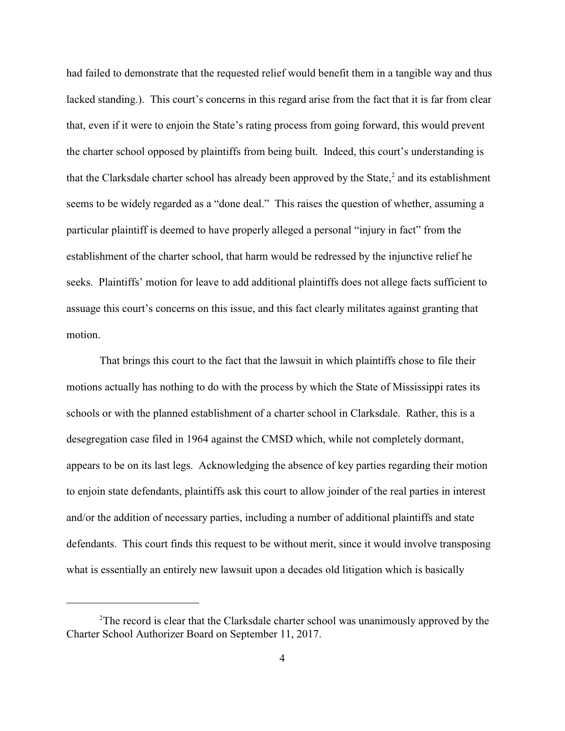had failed to demonstrate that the requested relief would benefit them in a tangible way and thus lacked standing.). This court's concerns in this regard arise from the fact that it is far from clear that, even if it were to enjoin the State's rating process from going forward, this would prevent the charter school opposed by plaintiffs from being built. Indeed, this court's understanding is that the Clarksdale charter school has already been approved by the State,[2] and its establishment seems to be widely regarded as a "done deal." This raises the question of whether, assuming a particular plaintiff is deemed to have properly alleged a personal "injury in fact" from the establishment of the charter school, that harm would be redressed by the injunctive relief he seeks. Plaintiffs' motion for leave to add additional plaintiffs does not allege facts sufficient to assuage this court's concerns on this issue, and this fact clearly militates against granting that motion.

That brings this court to the fact that the lawsuit in which plaintiffs chose to file their motions actually has nothing to do with the process by which the State of Mississippi rates its schools or with the planned establishment of a charter school in Clarksdale. Rather, this is a desegregation case filed in 1964 against the CMSD which, while not completely dormant, appears to be on its last legs. Acknowledging the absence of key parties regarding their motion to enjoin state defendants, plaintiffs ask this court to allow joinder of the real parties in interest and/or the addition of necessary parties, including a number of additional plaintiffs and state defendants. This court finds this request to be without merit, since it would involve transposing what is essentially an entirely new lawsuit upon a decades old litigation which is basically

[2]The record is clear that the Clarksdale charter school was unanimously approved by the Charter School Authorizer Board on September 11, 2017.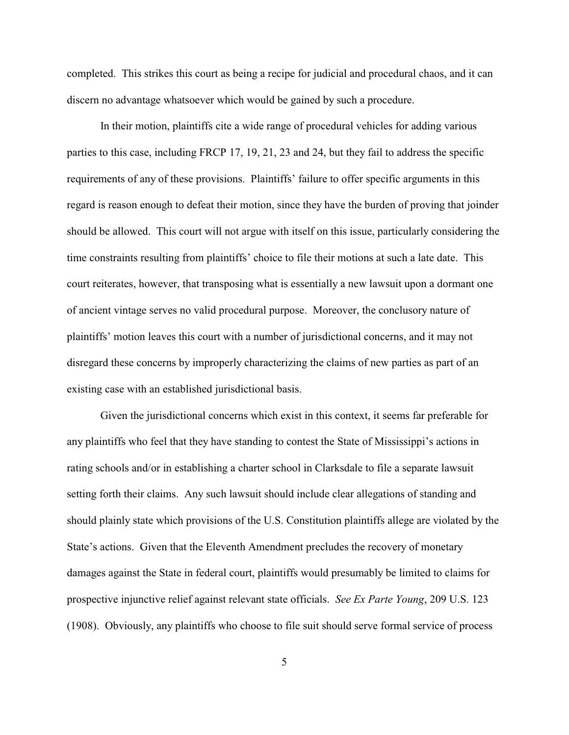completed. This strikes this court as being a recipe for judicial and procedural chaos, and it can discern no advantage whatsoever which would be gained by such a procedure.

In their motion, plaintiffs cite a wide range of procedural vehicles for adding various parties to this case, including FRCP 17, 19, 21, 23 and 24, but they fail to address the specific requirements of any of these provisions. Plaintiffs' failure to offer specific arguments in this regard is reason enough to defeat their motion, since they have the burden of proving that joinder should be allowed. This court will not argue with itself on this issue, particularly considering the time constraints resulting from plaintiffs' choice to file their motions at such a late date. This court reiterates, however, that transposing what is essentially a new lawsuit upon a dormant one of ancient vintage serves no valid procedural purpose. Moreover, the conclusory nature of plaintiffs' motion leaves this court with a number of jurisdictional concerns, and it may not disregard these concerns by improperly characterizing the claims of new parties as part of an existing case with an established jurisdictional basis.

Given the jurisdictional concerns which exist in this context, it seems far preferable for any plaintiffs who feel that they have standing to contest the State of Mississippi's actions in rating schools and/or in establishing a charter school in Clarksdale to file a separate lawsuit setting forth their claims. Any such lawsuit should include clear allegations of standing and should plainly state which provisions of the U.S. Constitution plaintiffs allege are violated by the State's actions. Given that the Eleventh Amendment precludes the recovery of monetary damages against the State in federal court, plaintiffs would presumably be limited to claims for prospective injunctive relief against relevant state officials. *See Ex Parte Young*, 209 U.S. 123 (1908). Obviously, any plaintiffs who choose to file suit should serve formal service of process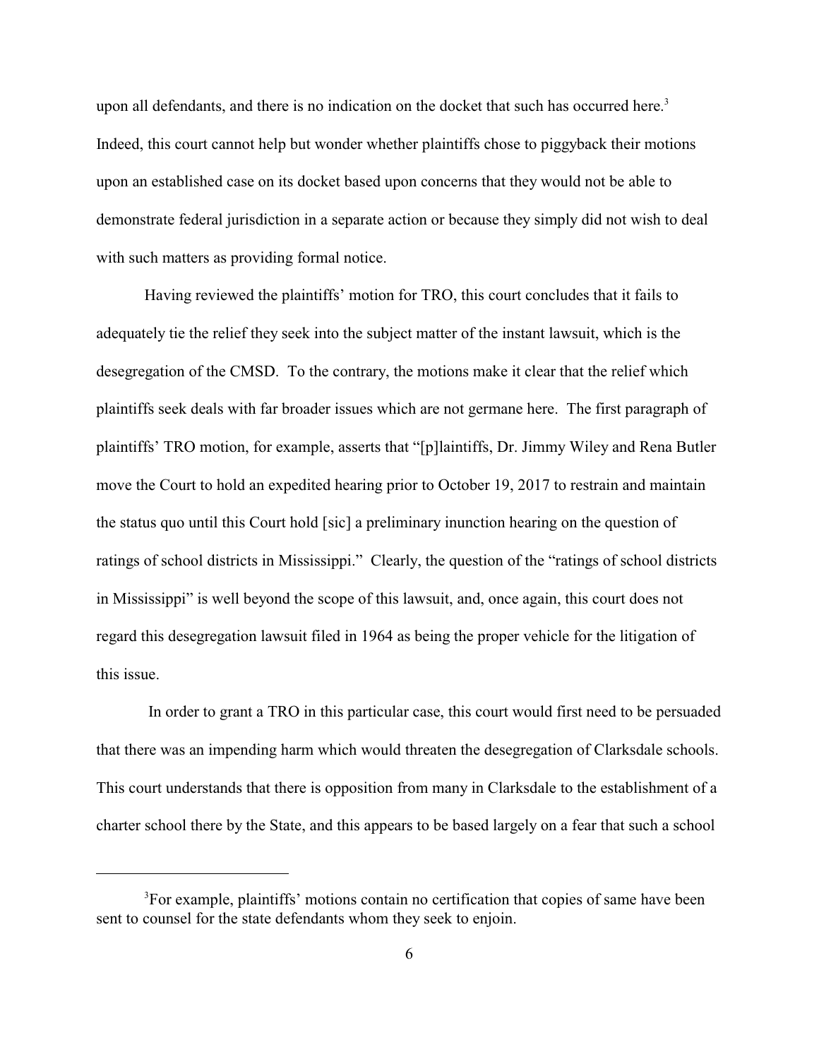upon all defendants, and there is no indication on the docket that such has occurred here.[3] Indeed, this court cannot help but wonder whether plaintiffs chose to piggyback their motions upon an established case on its docket based upon concerns that they would not be able to demonstrate federal jurisdiction in a separate action or because they simply did not wish to deal with such matters as providing formal notice.

Having reviewed the plaintiffs' motion for TRO, this court concludes that it fails to adequately tie the relief they seek into the subject matter of the instant lawsuit, which is the desegregation of the CMSD. To the contrary, the motions make it clear that the relief which plaintiffs seek deals with far broader issues which are not germane here. The first paragraph of plaintiffs' TRO motion, for example, asserts that "[p]laintiffs, Dr. Jimmy Wiley and Rena Butler move the Court to hold an expedited hearing prior to October 19, 2017 to restrain and maintain the status quo until this Court hold [sic] a preliminary inunction hearing on the question of ratings of school districts in Mississippi." Clearly, the question of the "ratings of school districts in Mississippi" is well beyond the scope of this lawsuit, and, once again, this court does not regard this desegregation lawsuit filed in 1964 as being the proper vehicle for the litigation of this issue.

In order to grant a TRO in this particular case, this court would first need to be persuaded that there was an impending harm which would threaten the desegregation of Clarksdale schools. This court understands that there is opposition from many in Clarksdale to the establishment of a charter school there by the State, and this appears to be based largely on a fear that such a school

---

[3]For example, plaintiffs' motions contain no certification that copies of same have been sent to counsel for the state defendants whom they seek to enjoin.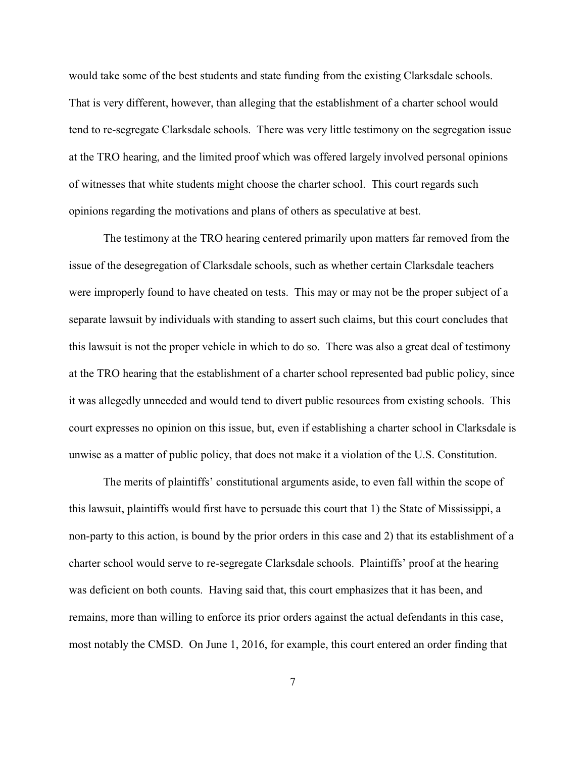would take some of the best students and state funding from the existing Clarksdale schools. That is very different, however, than alleging that the establishment of a charter school would tend to re-segregate Clarksdale schools. There was very little testimony on the segregation issue at the TRO hearing, and the limited proof which was offered largely involved personal opinions of witnesses that white students might choose the charter school. This court regards such opinions regarding the motivations and plans of others as speculative at best.

The testimony at the TRO hearing centered primarily upon matters far removed from the issue of the desegregation of Clarksdale schools, such as whether certain Clarksdale teachers were improperly found to have cheated on tests. This may or may not be the proper subject of a separate lawsuit by individuals with standing to assert such claims, but this court concludes that this lawsuit is not the proper vehicle in which to do so. There was also a great deal of testimony at the TRO hearing that the establishment of a charter school represented bad public policy, since it was allegedly unneeded and would tend to divert public resources from existing schools. This court expresses no opinion on this issue, but, even if establishing a charter school in Clarksdale is unwise as a matter of public policy, that does not make it a violation of the U.S. Constitution.

The merits of plaintiffs' constitutional arguments aside, to even fall within the scope of this lawsuit, plaintiffs would first have to persuade this court that 1) the State of Mississippi, a non-party to this action, is bound by the prior orders in this case and 2) that its establishment of a charter school would serve to re-segregate Clarksdale schools. Plaintiffs' proof at the hearing was deficient on both counts. Having said that, this court emphasizes that it has been, and remains, more than willing to enforce its prior orders against the actual defendants in this case, most notably the CMSD. On June 1, 2016, for example, this court entered an order finding that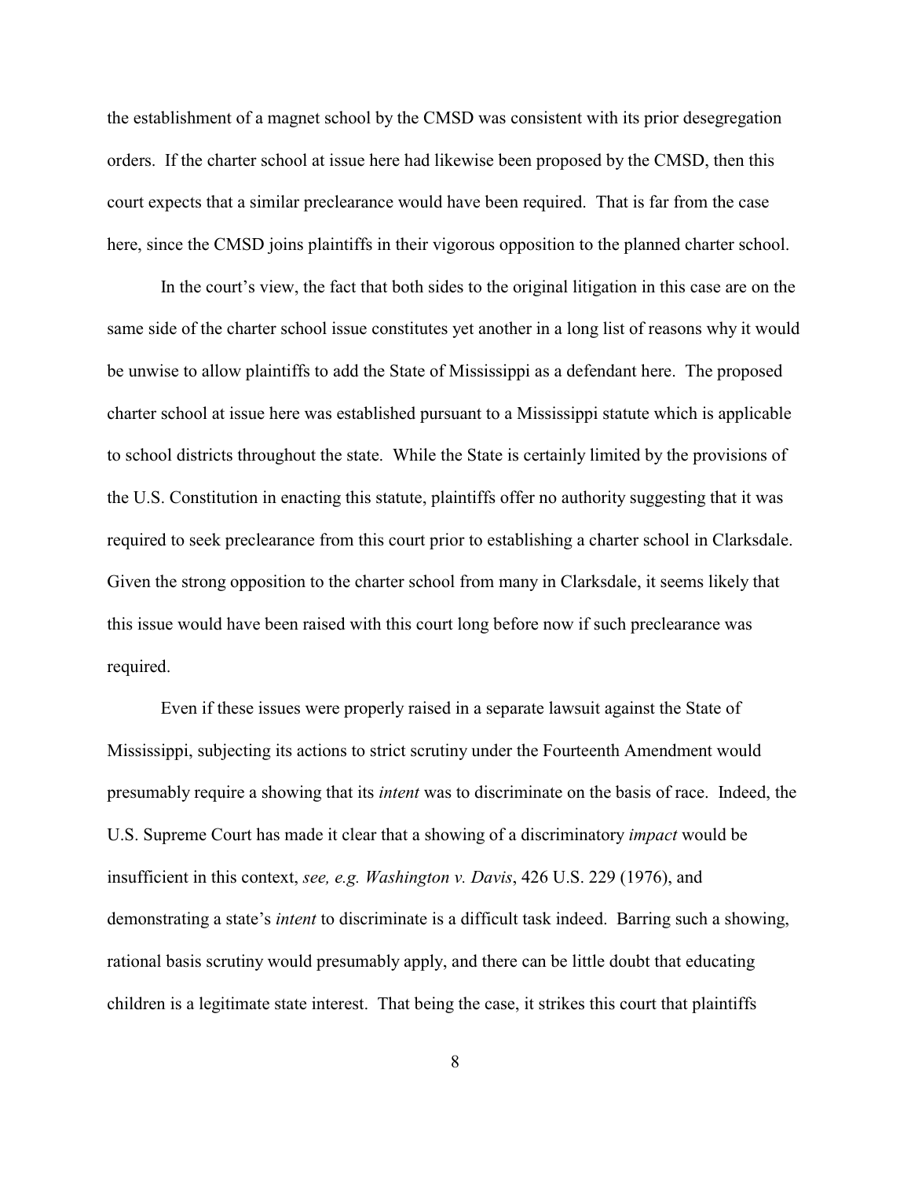the establishment of a magnet school by the CMSD was consistent with its prior desegregation orders. If the charter school at issue here had likewise been proposed by the CMSD, then this court expects that a similar preclearance would have been required. That is far from the case here, since the CMSD joins plaintiffs in their vigorous opposition to the planned charter school.

In the court's view, the fact that both sides to the original litigation in this case are on the same side of the charter school issue constitutes yet another in a long list of reasons why it would be unwise to allow plaintiffs to add the State of Mississippi as a defendant here. The proposed charter school at issue here was established pursuant to a Mississippi statute which is applicable to school districts throughout the state. While the State is certainly limited by the provisions of the U.S. Constitution in enacting this statute, plaintiffs offer no authority suggesting that it was required to seek preclearance from this court prior to establishing a charter school in Clarksdale. Given the strong opposition to the charter school from many in Clarksdale, it seems likely that this issue would have been raised with this court long before now if such preclearance was required.

Even if these issues were properly raised in a separate lawsuit against the State of Mississippi, subjecting its actions to strict scrutiny under the Fourteenth Amendment would presumably require a showing that its *intent* was to discriminate on the basis of race. Indeed, the U.S. Supreme Court has made it clear that a showing of a discriminatory *impact* would be insufficient in this context, *see, e.g. Washington v. Davis*, 426 U.S. 229 (1976), and demonstrating a state's *intent* to discriminate is a difficult task indeed. Barring such a showing, rational basis scrutiny would presumably apply, and there can be little doubt that educating children is a legitimate state interest. That being the case, it strikes this court that plaintiffs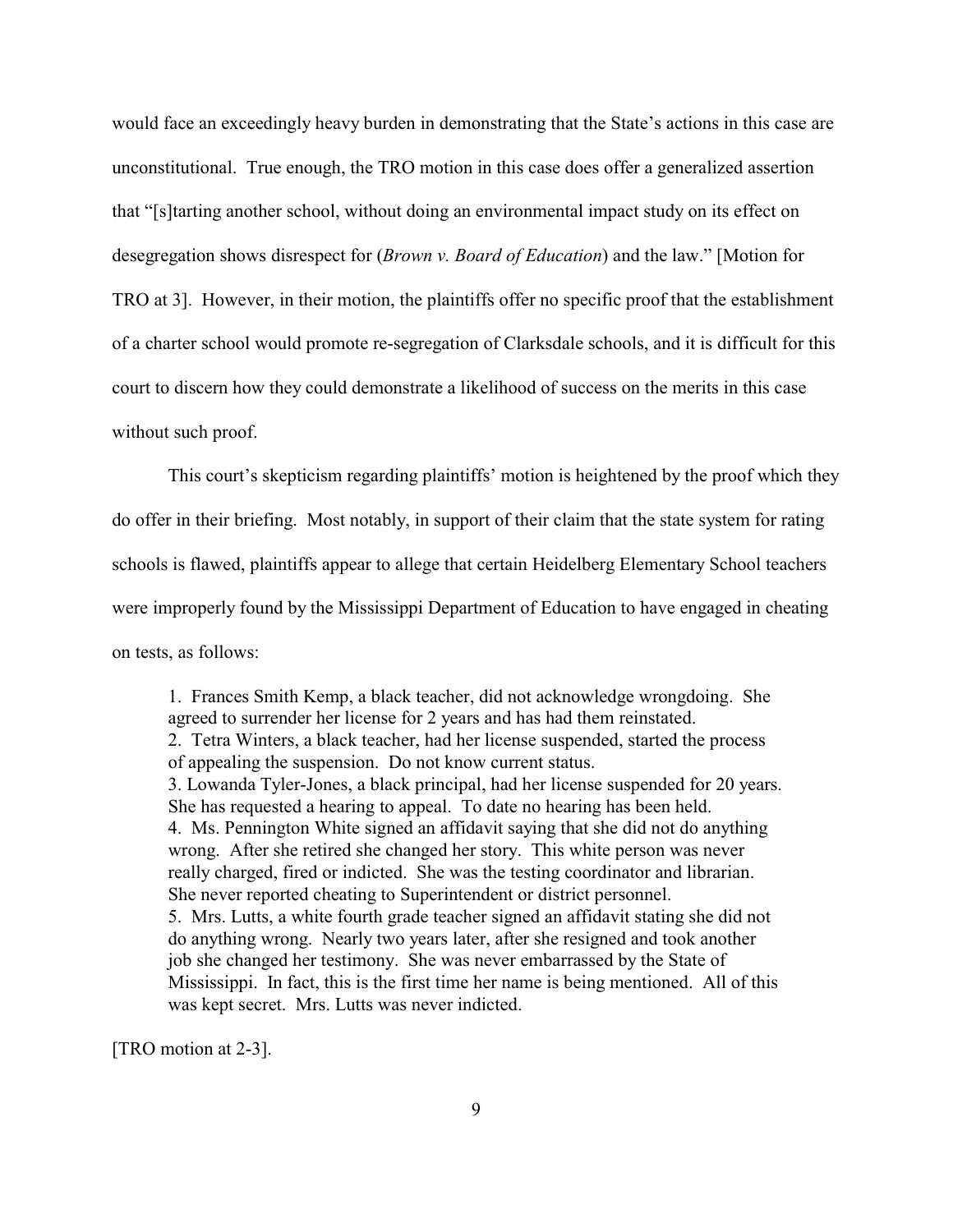would face an exceedingly heavy burden in demonstrating that the State's actions in this case are unconstitutional. True enough, the TRO motion in this case does offer a generalized assertion that "[s]tarting another school, without doing an environmental impact study on its effect on desegregation shows disrespect for (*Brown v. Board of Education*) and the law." [Motion for TRO at 3]. However, in their motion, the plaintiffs offer no specific proof that the establishment of a charter school would promote re-segregation of Clarksdale schools, and it is difficult for this court to discern how they could demonstrate a likelihood of success on the merits in this case without such proof.

This court's skepticism regarding plaintiffs' motion is heightened by the proof which they do offer in their briefing. Most notably, in support of their claim that the state system for rating schools is flawed, plaintiffs appear to allege that certain Heidelberg Elementary School teachers were improperly found by the Mississippi Department of Education to have engaged in cheating on tests, as follows:

> 1. Frances Smith Kemp, a black teacher, did not acknowledge wrongdoing. She agreed to surrender her license for 2 years and has had them reinstated.
> 2. Tetra Winters, a black teacher, had her license suspended, started the process of appealing the suspension. Do not know current status.
> 3. Lowanda Tyler-Jones, a black principal, had her license suspended for 20 years. She has requested a hearing to appeal. To date no hearing has been held.
> 4. Ms. Pennington White signed an affidavit saying that she did not do anything wrong. After she retired she changed her story. This white person was never really charged, fired or indicted. She was the testing coordinator and librarian. She never reported cheating to Superintendent or district personnel.
> 5. Mrs. Lutts, a white fourth grade teacher signed an affidavit stating she did not do anything wrong. Nearly two years later, after she resigned and took another job she changed her testimony. She was never embarrassed by the State of Mississippi. In fact, this is the first time her name is being mentioned. All of this was kept secret. Mrs. Lutts was never indicted.

[TRO motion at 2-3].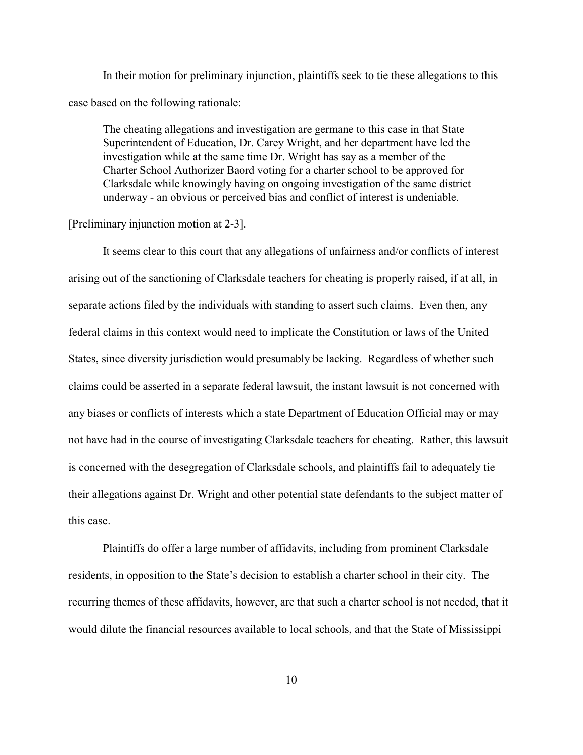In their motion for preliminary injunction, plaintiffs seek to tie these allegations to this case based on the following rationale:

> The cheating allegations and investigation are germane to this case in that State Superintendent of Education, Dr. Carey Wright, and her department have led the investigation while at the same time Dr. Wright has say as a member of the Charter School Authorizer Baord voting for a charter school to be approved for Clarksdale while knowingly having on ongoing investigation of the same district underway - an obvious or perceived bias and conflict of interest is undeniable.

[Preliminary injunction motion at 2-3].

It seems clear to this court that any allegations of unfairness and/or conflicts of interest arising out of the sanctioning of Clarksdale teachers for cheating is properly raised, if at all, in separate actions filed by the individuals with standing to assert such claims. Even then, any federal claims in this context would need to implicate the Constitution or laws of the United States, since diversity jurisdiction would presumably be lacking. Regardless of whether such claims could be asserted in a separate federal lawsuit, the instant lawsuit is not concerned with any biases or conflicts of interests which a state Department of Education Official may or may not have had in the course of investigating Clarksdale teachers for cheating. Rather, this lawsuit is concerned with the desegregation of Clarksdale schools, and plaintiffs fail to adequately tie their allegations against Dr. Wright and other potential state defendants to the subject matter of this case.

Plaintiffs do offer a large number of affidavits, including from prominent Clarksdale residents, in opposition to the State's decision to establish a charter school in their city. The recurring themes of these affidavits, however, are that such a charter school is not needed, that it would dilute the financial resources available to local schools, and that the State of Mississippi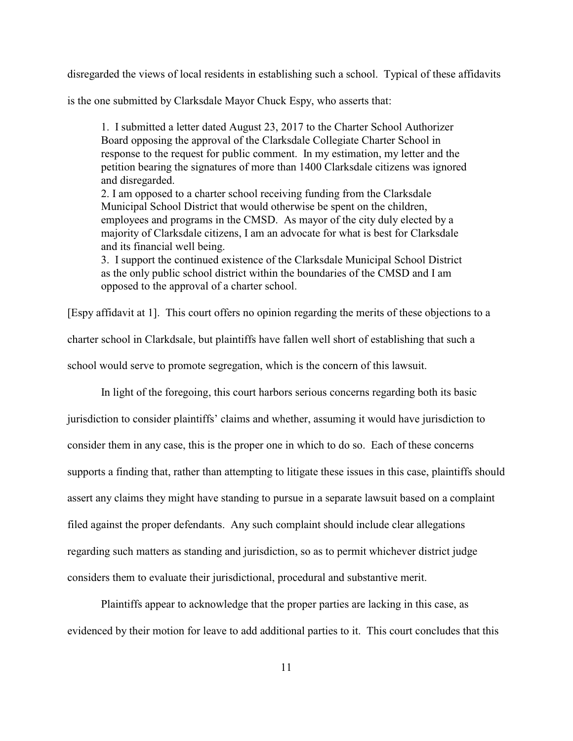disregarded the views of local residents in establishing such a school. Typical of these affidavits is the one submitted by Clarksdale Mayor Chuck Espy, who asserts that:

> 1. I submitted a letter dated August 23, 2017 to the Charter School Authorizer Board opposing the approval of the Clarksdale Collegiate Charter School in response to the request for public comment. In my estimation, my letter and the petition bearing the signatures of more than 1400 Clarksdale citizens was ignored and disregarded.
> 2. I am opposed to a charter school receiving funding from the Clarksdale Municipal School District that would otherwise be spent on the children, employees and programs in the CMSD. As mayor of the city duly elected by a majority of Clarksdale citizens, I am an advocate for what is best for Clarksdale and its financial well being.
> 3. I support the continued existence of the Clarksdale Municipal School District as the only public school district within the boundaries of the CMSD and I am opposed to the approval of a charter school.

[Espy affidavit at 1]. This court offers no opinion regarding the merits of these objections to a charter school in Clarkdsale, but plaintiffs have fallen well short of establishing that such a school would serve to promote segregation, which is the concern of this lawsuit.

In light of the foregoing, this court harbors serious concerns regarding both its basic jurisdiction to consider plaintiffs' claims and whether, assuming it would have jurisdiction to consider them in any case, this is the proper one in which to do so. Each of these concerns supports a finding that, rather than attempting to litigate these issues in this case, plaintiffs should assert any claims they might have standing to pursue in a separate lawsuit based on a complaint filed against the proper defendants. Any such complaint should include clear allegations regarding such matters as standing and jurisdiction, so as to permit whichever district judge considers them to evaluate their jurisdictional, procedural and substantive merit.

Plaintiffs appear to acknowledge that the proper parties are lacking in this case, as evidenced by their motion for leave to add additional parties to it. This court concludes that this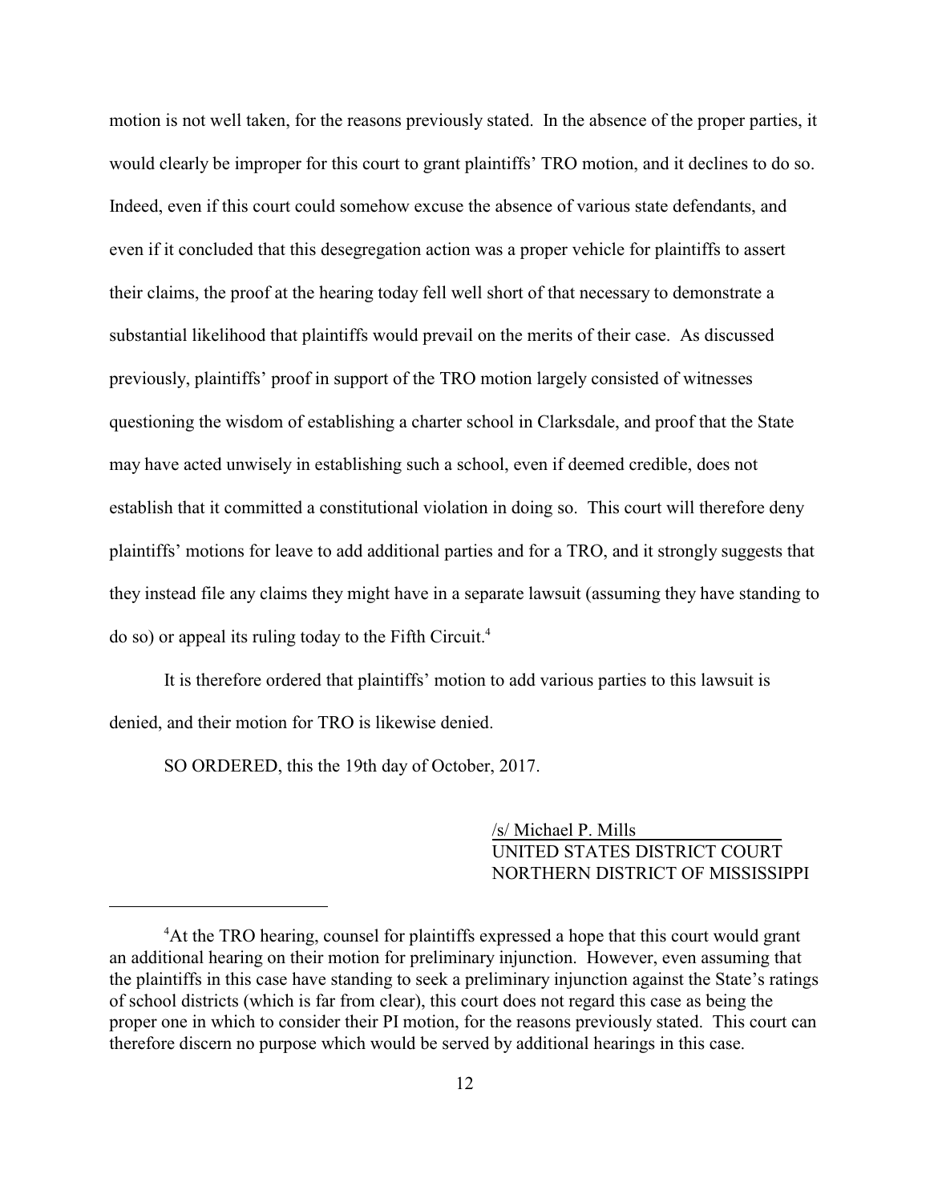motion is not well taken, for the reasons previously stated. In the absence of the proper parties, it would clearly be improper for this court to grant plaintiffs' TRO motion, and it declines to do so. Indeed, even if this court could somehow excuse the absence of various state defendants, and even if it concluded that this desegregation action was a proper vehicle for plaintiffs to assert their claims, the proof at the hearing today fell well short of that necessary to demonstrate a substantial likelihood that plaintiffs would prevail on the merits of their case. As discussed previously, plaintiffs' proof in support of the TRO motion largely consisted of witnesses questioning the wisdom of establishing a charter school in Clarksdale, and proof that the State may have acted unwisely in establishing such a school, even if deemed credible, does not establish that it committed a constitutional violation in doing so. This court will therefore deny plaintiffs' motions for leave to add additional parties and for a TRO, and it strongly suggests that they instead file any claims they might have in a separate lawsuit (assuming they have standing to do so) or appeal its ruling today to the Fifth Circuit.[4]

It is therefore ordered that plaintiffs' motion to add various parties to this lawsuit is denied, and their motion for TRO is likewise denied.

SO ORDERED, this the 19th day of October, 2017.

/s/ Michael P. Mills
UNITED STATES DISTRICT COURT
NORTHERN DISTRICT OF MISSISSIPPI

---

[4]At the TRO hearing, counsel for plaintiffs expressed a hope that this court would grant an additional hearing on their motion for preliminary injunction. However, even assuming that the plaintiffs in this case have standing to seek a preliminary injunction against the State's ratings of school districts (which is far from clear), this court does not regard this case as being the proper one in which to consider their PI motion, for the reasons previously stated. This court can therefore discern no purpose which would be served by additional hearings in this case.